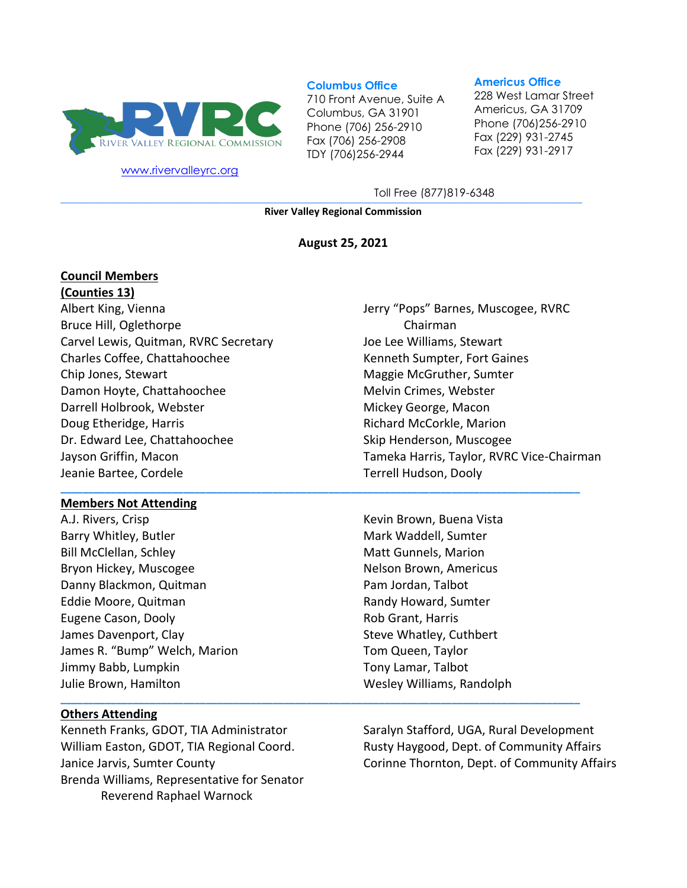**RVRC**
RIVER VALLEY REGIONAL COMMISSION

www.rivervalleyrc.org

**Columbus Office**
710 Front Avenue, Suite A
Columbus, GA 31901
Phone (706) 256-2910
Fax (706) 256-2908
TDY (706)256-2944

**Americus Office**
228 West Lamar Street
Americus, GA 31709
Phone (706)256-2910
Fax (229) 931-2745
Fax (229) 931-2917

Toll Free (877)819-6348

**River Valley Regional Commission**

**August 25, 2021**

**Council Members**
**(Counties 13)**

Albert King, Vienna
Bruce Hill, Oglethorpe
Carvel Lewis, Quitman, RVRC Secretary
Charles Coffee, Chattahoochee
Chip Jones, Stewart
Damon Hoyte, Chattahoochee
Darrell Holbrook, Webster
Doug Etheridge, Harris
Dr. Edward Lee, Chattahoochee
Jayson Griffin, Macon
Jeanie Bartee, Cordele
Jerry "Pops" Barnes, Muscogee, RVRC Chairman
Joe Lee Williams, Stewart
Kenneth Sumpter, Fort Gaines
Maggie McGruther, Sumter
Melvin Crimes, Webster
Mickey George, Macon
Richard McCorkle, Marion
Skip Henderson, Muscogee
Tameka Harris, Taylor, RVRC Vice-Chairman
Terrell Hudson, Dooly

**Members Not Attending**

A.J. Rivers, Crisp
Barry Whitley, Butler
Bill McClellan, Schley
Bryon Hickey, Muscogee
Danny Blackmon, Quitman
Eddie Moore, Quitman
Eugene Cason, Dooly
James Davenport, Clay
James R. "Bump" Welch, Marion
Jimmy Babb, Lumpkin
Julie Brown, Hamilton
Kevin Brown, Buena Vista
Mark Waddell, Sumter
Matt Gunnels, Marion
Nelson Brown, Americus
Pam Jordan, Talbot
Randy Howard, Sumter
Rob Grant, Harris
Steve Whatley, Cuthbert
Tom Queen, Taylor
Tony Lamar, Talbot
Wesley Williams, Randolph

**Others Attending**

Kenneth Franks, GDOT, TIA Administrator
William Easton, GDOT, TIA Regional Coord.
Janice Jarvis, Sumter County
Brenda Williams, Representative for Senator Reverend Raphael Warnock
Saralyn Stafford, UGA, Rural Development
Rusty Haygood, Dept. of Community Affairs
Corinne Thornton, Dept. of Community Affairs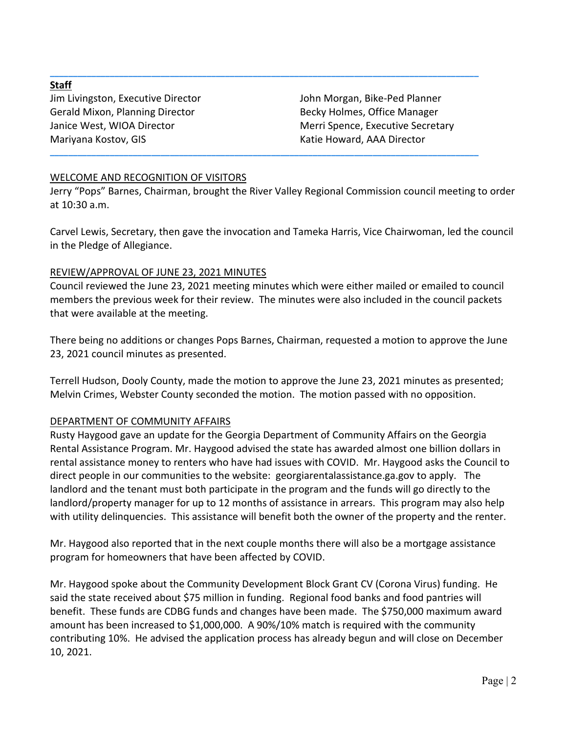**Staff**

Jim Livingston, Executive Director
Gerald Mixon, Planning Director
Janice West, WIOA Director
Mariyana Kostov, GIS
John Morgan, Bike-Ped Planner
Becky Holmes, Office Manager
Merri Spence, Executive Secretary
Katie Howard, AAA Director

---

WELCOME AND RECOGNITION OF VISITORS

Jerry "Pops" Barnes, Chairman, brought the River Valley Regional Commission council meeting to order at 10:30 a.m.

Carvel Lewis, Secretary, then gave the invocation and Tameka Harris, Vice Chairwoman, led the council in the Pledge of Allegiance.

REVIEW/APPROVAL OF JUNE 23, 2021 MINUTES

Council reviewed the June 23, 2021 meeting minutes which were either mailed or emailed to council members the previous week for their review. The minutes were also included in the council packets that were available at the meeting.

There being no additions or changes Pops Barnes, Chairman, requested a motion to approve the June 23, 2021 council minutes as presented.

Terrell Hudson, Dooly County, made the motion to approve the June 23, 2021 minutes as presented; Melvin Crimes, Webster County seconded the motion. The motion passed with no opposition.

DEPARTMENT OF COMMUNITY AFFAIRS

Rusty Haygood gave an update for the Georgia Department of Community Affairs on the Georgia Rental Assistance Program. Mr. Haygood advised the state has awarded almost one billion dollars in rental assistance money to renters who have had issues with COVID. Mr. Haygood asks the Council to direct people in our communities to the website: georgiarentalassistance.ga.gov to apply. The landlord and the tenant must both participate in the program and the funds will go directly to the landlord/property manager for up to 12 months of assistance in arrears. This program may also help with utility delinquencies. This assistance will benefit both the owner of the property and the renter.

Mr. Haygood also reported that in the next couple months there will also be a mortgage assistance program for homeowners that have been affected by COVID.

Mr. Haygood spoke about the Community Development Block Grant CV (Corona Virus) funding. He said the state received about $75 million in funding. Regional food banks and food pantries will benefit. These funds are CDBG funds and changes have been made. The $750,000 maximum award amount has been increased to $1,000,000. A 90%/10% match is required with the community contributing 10%. He advised the application process has already begun and will close on December 10, 2021.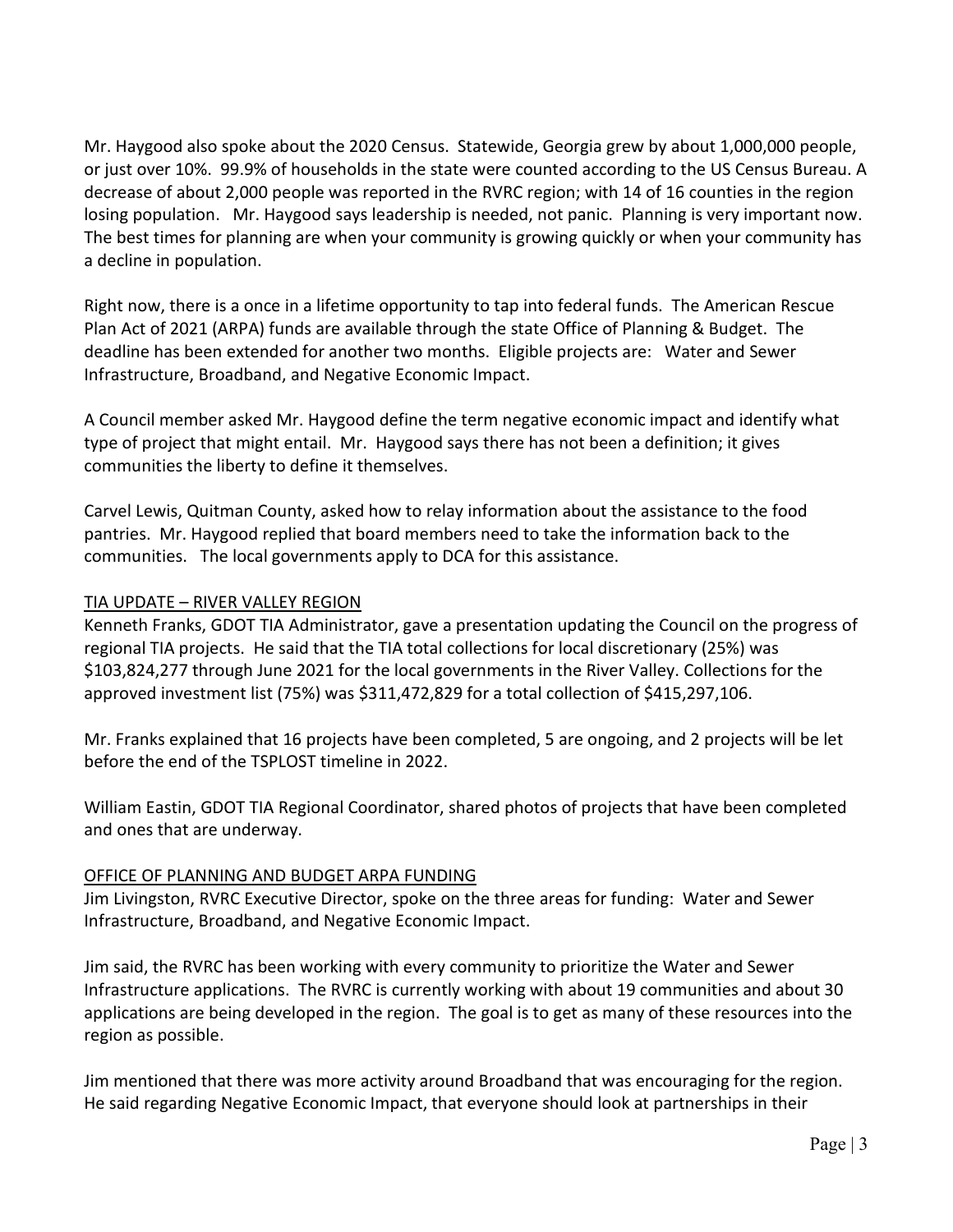Mr. Haygood also spoke about the 2020 Census. Statewide, Georgia grew by about 1,000,000 people, or just over 10%. 99.9% of households in the state were counted according to the US Census Bureau. A decrease of about 2,000 people was reported in the RVRC region; with 14 of 16 counties in the region losing population. Mr. Haygood says leadership is needed, not panic. Planning is very important now. The best times for planning are when your community is growing quickly or when your community has a decline in population.

Right now, there is a once in a lifetime opportunity to tap into federal funds. The American Rescue Plan Act of 2021 (ARPA) funds are available through the state Office of Planning & Budget. The deadline has been extended for another two months. Eligible projects are: Water and Sewer Infrastructure, Broadband, and Negative Economic Impact.

A Council member asked Mr. Haygood define the term negative economic impact and identify what type of project that might entail. Mr. Haygood says there has not been a definition; it gives communities the liberty to define it themselves.

Carvel Lewis, Quitman County, asked how to relay information about the assistance to the food pantries. Mr. Haygood replied that board members need to take the information back to the communities. The local governments apply to DCA for this assistance.

## TIA UPDATE – RIVER VALLEY REGION

Kenneth Franks, GDOT TIA Administrator, gave a presentation updating the Council on the progress of regional TIA projects. He said that the TIA total collections for local discretionary (25%) was $103,824,277 through June 2021 for the local governments in the River Valley. Collections for the approved investment list (75%) was $311,472,829 for a total collection of $415,297,106.

Mr. Franks explained that 16 projects have been completed, 5 are ongoing, and 2 projects will be let before the end of the TSPLOST timeline in 2022.

William Eastin, GDOT TIA Regional Coordinator, shared photos of projects that have been completed and ones that are underway.

## OFFICE OF PLANNING AND BUDGET ARPA FUNDING

Jim Livingston, RVRC Executive Director, spoke on the three areas for funding: Water and Sewer Infrastructure, Broadband, and Negative Economic Impact.

Jim said, the RVRC has been working with every community to prioritize the Water and Sewer Infrastructure applications. The RVRC is currently working with about 19 communities and about 30 applications are being developed in the region. The goal is to get as many of these resources into the region as possible.

Jim mentioned that there was more activity around Broadband that was encouraging for the region. He said regarding Negative Economic Impact, that everyone should look at partnerships in their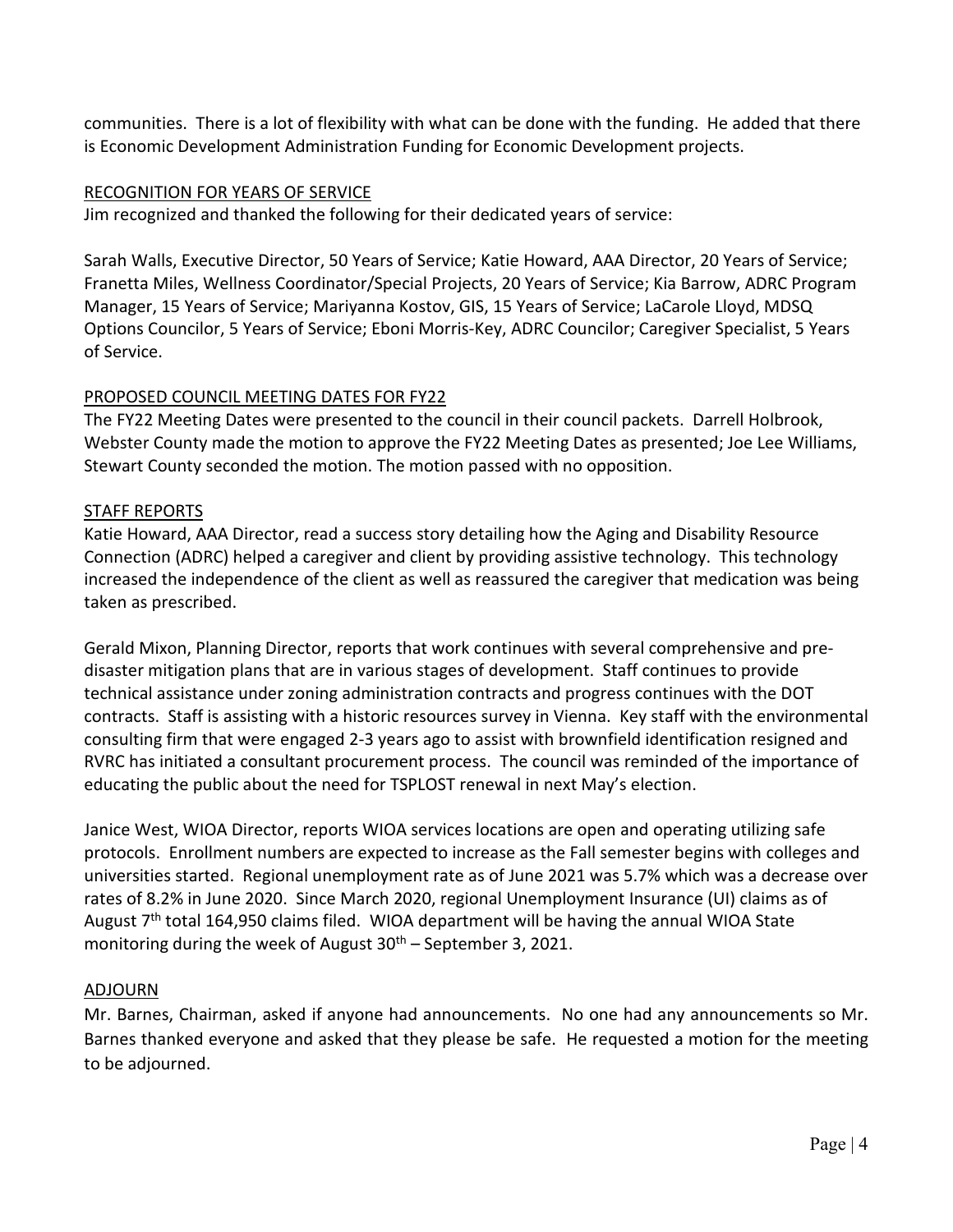communities. There is a lot of flexibility with what can be done with the funding. He added that there is Economic Development Administration Funding for Economic Development projects.

## RECOGNITION FOR YEARS OF SERVICE

Jim recognized and thanked the following for their dedicated years of service:

Sarah Walls, Executive Director, 50 Years of Service; Katie Howard, AAA Director, 20 Years of Service; Franetta Miles, Wellness Coordinator/Special Projects, 20 Years of Service; Kia Barrow, ADRC Program Manager, 15 Years of Service; Mariyanna Kostov, GIS, 15 Years of Service; LaCarole Lloyd, MDSQ Options Councilor, 5 Years of Service; Eboni Morris-Key, ADRC Councilor; Caregiver Specialist, 5 Years of Service.

## PROPOSED COUNCIL MEETING DATES FOR FY22

The FY22 Meeting Dates were presented to the council in their council packets. Darrell Holbrook, Webster County made the motion to approve the FY22 Meeting Dates as presented; Joe Lee Williams, Stewart County seconded the motion. The motion passed with no opposition.

## STAFF REPORTS

Katie Howard, AAA Director, read a success story detailing how the Aging and Disability Resource Connection (ADRC) helped a caregiver and client by providing assistive technology. This technology increased the independence of the client as well as reassured the caregiver that medication was being taken as prescribed.

Gerald Mixon, Planning Director, reports that work continues with several comprehensive and pre-disaster mitigation plans that are in various stages of development. Staff continues to provide technical assistance under zoning administration contracts and progress continues with the DOT contracts. Staff is assisting with a historic resources survey in Vienna. Key staff with the environmental consulting firm that were engaged 2-3 years ago to assist with brownfield identification resigned and RVRC has initiated a consultant procurement process. The council was reminded of the importance of educating the public about the need for TSPLOST renewal in next May's election.

Janice West, WIOA Director, reports WIOA services locations are open and operating utilizing safe protocols. Enrollment numbers are expected to increase as the Fall semester begins with colleges and universities started. Regional unemployment rate as of June 2021 was 5.7% which was a decrease over rates of 8.2% in June 2020. Since March 2020, regional Unemployment Insurance (UI) claims as of August 7th total 164,950 claims filed. WIOA department will be having the annual WIOA State monitoring during the week of August 30th – September 3, 2021.

## ADJOURN

Mr. Barnes, Chairman, asked if anyone had announcements. No one had any announcements so Mr. Barnes thanked everyone and asked that they please be safe. He requested a motion for the meeting to be adjourned.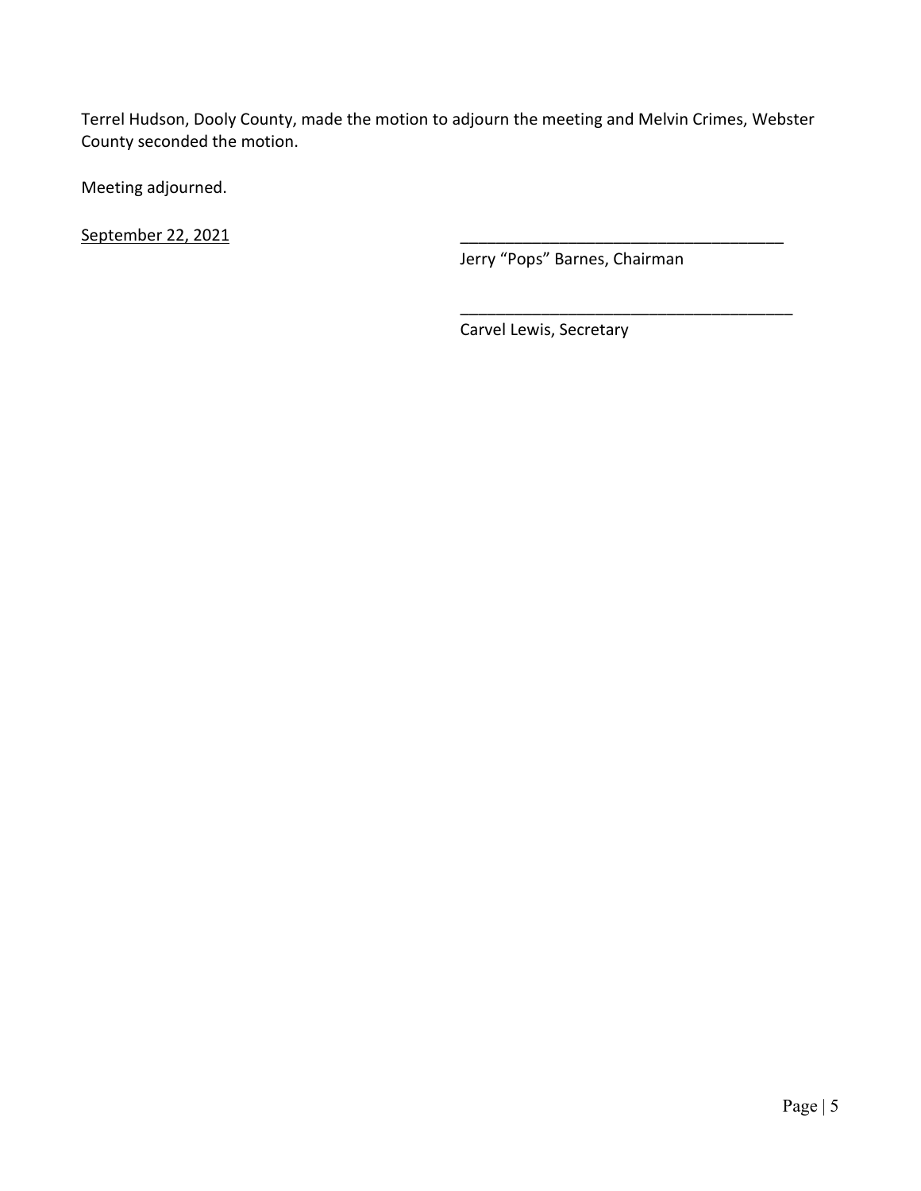Terrel Hudson, Dooly County, made the motion to adjourn the meeting and Melvin Crimes, Webster County seconded the motion.

Meeting adjourned.

September 22, 2021

\_\_\_\_\_\_\_\_\_\_\_\_\_\_\_\_\_\_\_\_\_\_\_\_\_\_\_\_\_\_\_\_\_\_\_\_

Jerry "Pops" Barnes, Chairman

\_\_\_\_\_\_\_\_\_\_\_\_\_\_\_\_\_\_\_\_\_\_\_\_\_\_\_\_\_\_\_\_\_\_\_\_

Carvel Lewis, Secretary